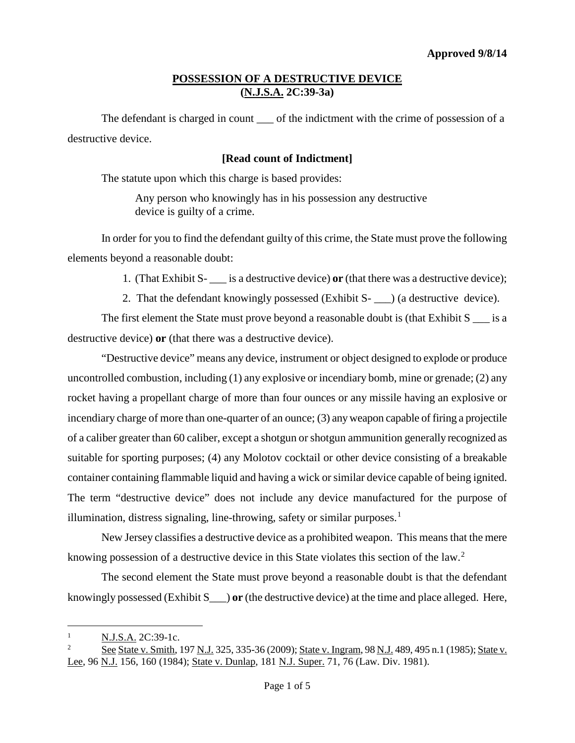**Approved 9/8/14**

## POSSESSION OF A DESTRUCTIVE DEVICE
## (N.J.S.A. 2C:39-3a)

The defendant is charged in count ___ of the indictment with the crime of possession of a destructive device.

**[Read count of Indictment]**

The statute upon which this charge is based provides:

> Any person who knowingly has in his possession any destructive device is guilty of a crime.

In order for you to find the defendant guilty of this crime, the State must prove the following elements beyond a reasonable doubt:

1. (That Exhibit S- ___ is a destructive device) **or** (that there was a destructive device);
2. That the defendant knowingly possessed (Exhibit S- ___) (a destructive device).

The first element the State must prove beyond a reasonable doubt is (that Exhibit S ___ is a destructive device) **or** (that there was a destructive device).

"Destructive device" means any device, instrument or object designed to explode or produce uncontrolled combustion, including (1) any explosive or incendiary bomb, mine or grenade; (2) any rocket having a propellant charge of more than four ounces or any missile having an explosive or incendiary charge of more than one-quarter of an ounce; (3) any weapon capable of firing a projectile of a caliber greater than 60 caliber, except a shotgun or shotgun ammunition generally recognized as suitable for sporting purposes; (4) any Molotov cocktail or other device consisting of a breakable container containing flammable liquid and having a wick or similar device capable of being ignited. The term "destructive device" does not include any device manufactured for the purpose of illumination, distress signaling, line-throwing, safety or similar purposes.[1]

New Jersey classifies a destructive device as a prohibited weapon. This means that the mere knowing possession of a destructive device in this State violates this section of the law.[2]

The second element the State must prove beyond a reasonable doubt is that the defendant knowingly possessed (Exhibit S___) **or** (the destructive device) at the time and place alleged. Here,

---

[1] N.J.S.A. 2C:39-1c.

[2] See State v. Smith, 197 N.J. 325, 335-36 (2009); State v. Ingram, 98 N.J. 489, 495 n.1 (1985); State v. Lee, 96 N.J. 156, 160 (1984); State v. Dunlap, 181 N.J. Super. 71, 76 (Law. Div. 1981).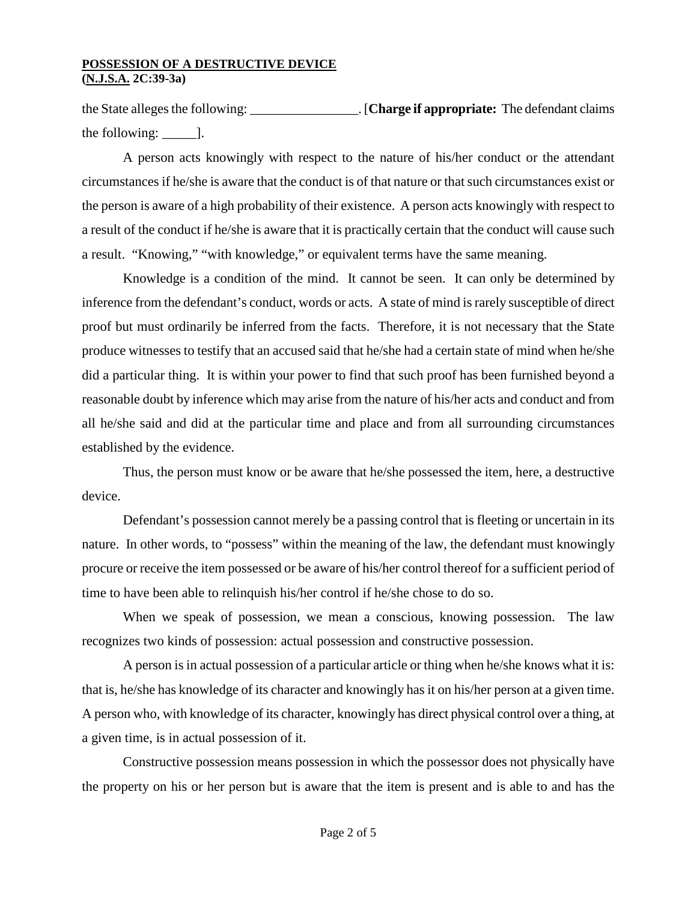the State alleges the following: ________________. [**Charge if appropriate:** The defendant claims the following: _____].

A person acts knowingly with respect to the nature of his/her conduct or the attendant circumstances if he/she is aware that the conduct is of that nature or that such circumstances exist or the person is aware of a high probability of their existence. A person acts knowingly with respect to a result of the conduct if he/she is aware that it is practically certain that the conduct will cause such a result. "Knowing," "with knowledge," or equivalent terms have the same meaning.

Knowledge is a condition of the mind. It cannot be seen. It can only be determined by inference from the defendant's conduct, words or acts. A state of mind is rarely susceptible of direct proof but must ordinarily be inferred from the facts. Therefore, it is not necessary that the State produce witnesses to testify that an accused said that he/she had a certain state of mind when he/she did a particular thing. It is within your power to find that such proof has been furnished beyond a reasonable doubt by inference which may arise from the nature of his/her acts and conduct and from all he/she said and did at the particular time and place and from all surrounding circumstances established by the evidence.

Thus, the person must know or be aware that he/she possessed the item, here, a destructive device.

Defendant's possession cannot merely be a passing control that is fleeting or uncertain in its nature. In other words, to "possess" within the meaning of the law, the defendant must knowingly procure or receive the item possessed or be aware of his/her control thereof for a sufficient period of time to have been able to relinquish his/her control if he/she chose to do so.

When we speak of possession, we mean a conscious, knowing possession. The law recognizes two kinds of possession: actual possession and constructive possession.

A person is in actual possession of a particular article or thing when he/she knows what it is: that is, he/she has knowledge of its character and knowingly has it on his/her person at a given time. A person who, with knowledge of its character, knowingly has direct physical control over a thing, at a given time, is in actual possession of it.

Constructive possession means possession in which the possessor does not physically have the property on his or her person but is aware that the item is present and is able to and has the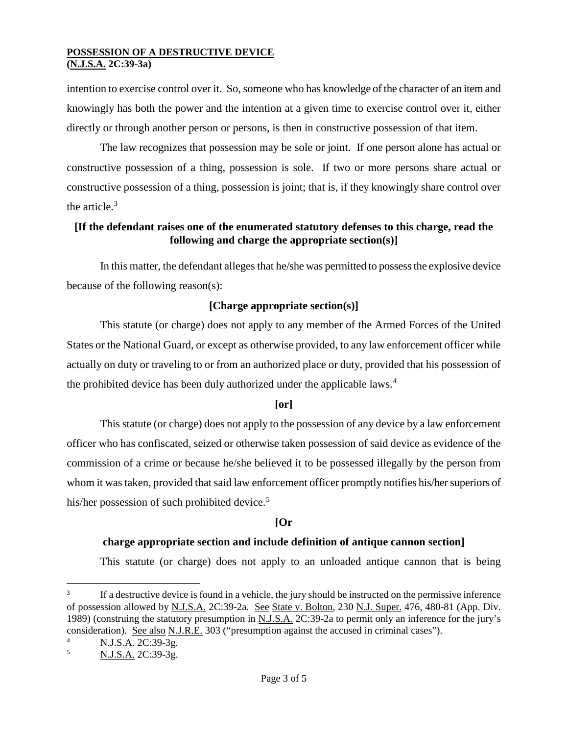intention to exercise control over it. So, someone who has knowledge of the character of an item and knowingly has both the power and the intention at a given time to exercise control over it, either directly or through another person or persons, is then in constructive possession of that item.

The law recognizes that possession may be sole or joint. If one person alone has actual or constructive possession of a thing, possession is sole. If two or more persons share actual or constructive possession of a thing, possession is joint; that is, if they knowingly share control over the article.[3]

**[If the defendant raises one of the enumerated statutory defenses to this charge, read the following and charge the appropriate section(s)]**

In this matter, the defendant alleges that he/she was permitted to possess the explosive device because of the following reason(s):

**[Charge appropriate section(s)]**

This statute (or charge) does not apply to any member of the Armed Forces of the United States or the National Guard, or except as otherwise provided, to any law enforcement officer while actually on duty or traveling to or from an authorized place or duty, provided that his possession of the prohibited device has been duly authorized under the applicable laws.[4]

**[or]**

This statute (or charge) does not apply to the possession of any device by a law enforcement officer who has confiscated, seized or otherwise taken possession of said device as evidence of the commission of a crime or because he/she believed it to be possessed illegally by the person from whom it was taken, provided that said law enforcement officer promptly notifies his/her superiors of his/her possession of such prohibited device.[5]

**[Or**

**charge appropriate section and include definition of antique cannon section]**

This statute (or charge) does not apply to an unloaded antique cannon that is being

---

[3] If a destructive device is found in a vehicle, the jury should be instructed on the permissive inference of possession allowed by N.J.S.A. 2C:39-2a. See State v. Bolton, 230 N.J. Super. 476, 480-81 (App. Div. 1989) (construing the statutory presumption in N.J.S.A. 2C:39-2a to permit only an inference for the jury's consideration). See also N.J.R.E. 303 ("presumption against the accused in criminal cases").

[4] N.J.S.A. 2C:39-3g.

[5] N.J.S.A. 2C:39-3g.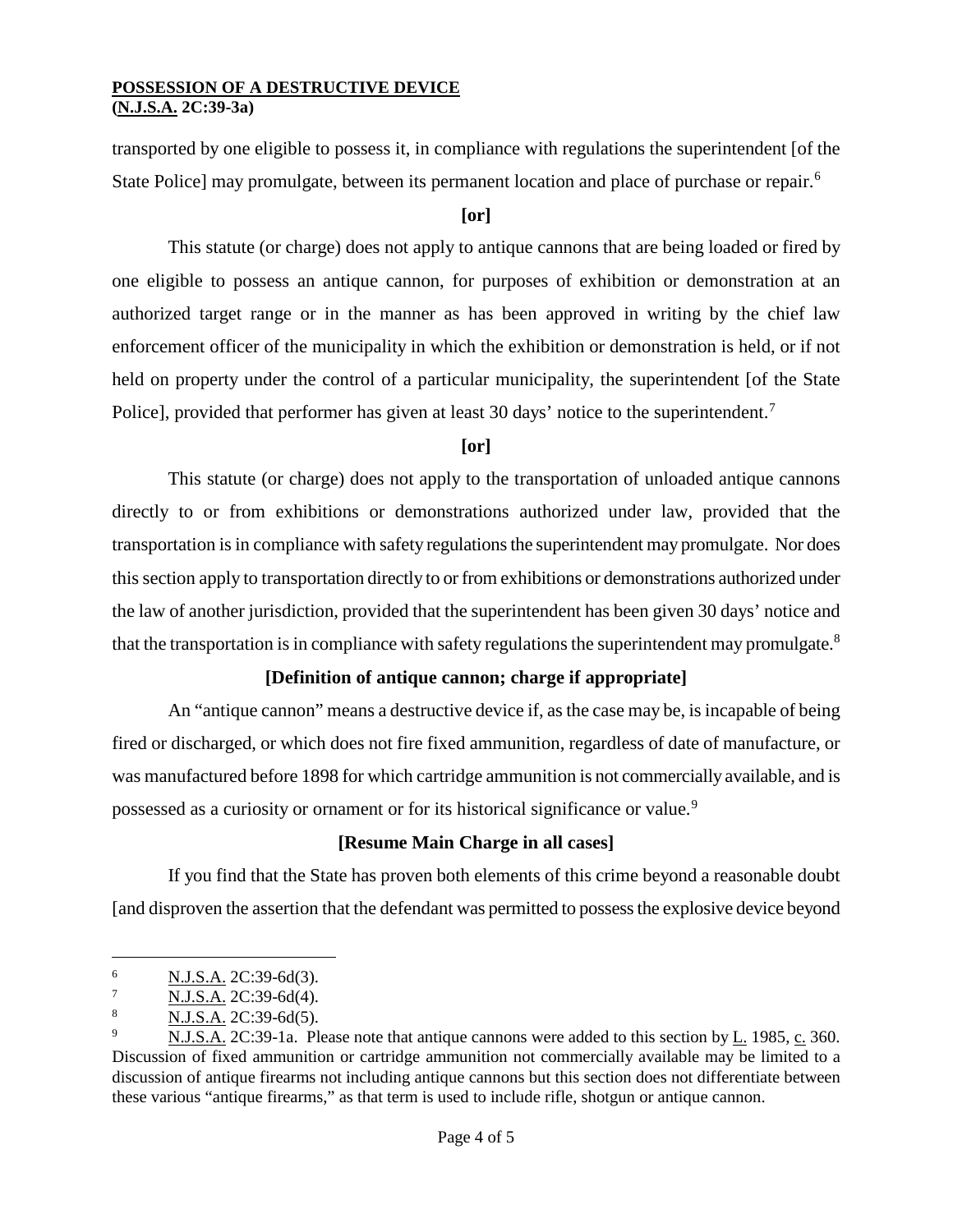transported by one eligible to possess it, in compliance with regulations the superintendent [of the State Police] may promulgate, between its permanent location and place of purchase or repair.[6]

**[or]**

This statute (or charge) does not apply to antique cannons that are being loaded or fired by one eligible to possess an antique cannon, for purposes of exhibition or demonstration at an authorized target range or in the manner as has been approved in writing by the chief law enforcement officer of the municipality in which the exhibition or demonstration is held, or if not held on property under the control of a particular municipality, the superintendent [of the State Police], provided that performer has given at least 30 days' notice to the superintendent.[7]

**[or]**

This statute (or charge) does not apply to the transportation of unloaded antique cannons directly to or from exhibitions or demonstrations authorized under law, provided that the transportation is in compliance with safety regulations the superintendent may promulgate. Nor does this section apply to transportation directly to or from exhibitions or demonstrations authorized under the law of another jurisdiction, provided that the superintendent has been given 30 days' notice and that the transportation is in compliance with safety regulations the superintendent may promulgate.[8]

**[Definition of antique cannon; charge if appropriate]**

An "antique cannon" means a destructive device if, as the case may be, is incapable of being fired or discharged, or which does not fire fixed ammunition, regardless of date of manufacture, or was manufactured before 1898 for which cartridge ammunition is not commercially available, and is possessed as a curiosity or ornament or for its historical significance or value.[9]

**[Resume Main Charge in all cases]**

If you find that the State has proven both elements of this crime beyond a reasonable doubt [and disproven the assertion that the defendant was permitted to possess the explosive device beyond

---

[6] N.J.S.A. 2C:39-6d(3).

[7] N.J.S.A. 2C:39-6d(4).

[8] N.J.S.A. 2C:39-6d(5).

[9] N.J.S.A. 2C:39-1a. Please note that antique cannons were added to this section by L. 1985, c. 360. Discussion of fixed ammunition or cartridge ammunition not commercially available may be limited to a discussion of antique firearms not including antique cannons but this section does not differentiate between these various "antique firearms," as that term is used to include rifle, shotgun or antique cannon.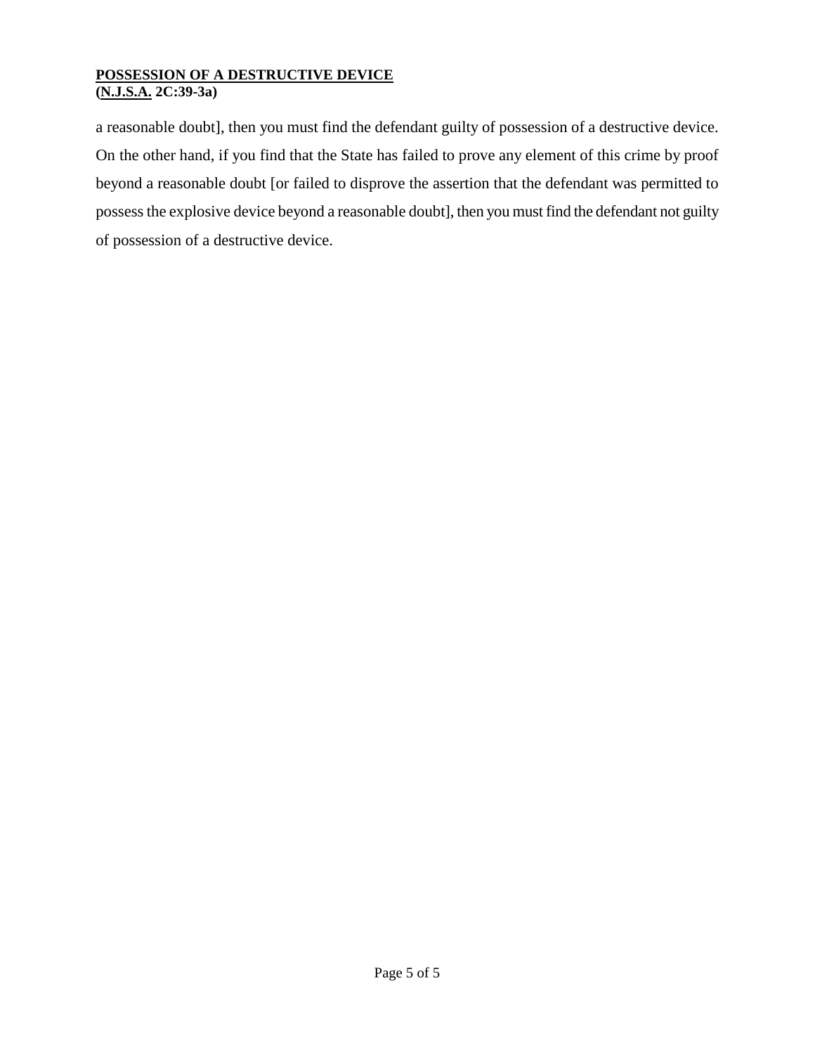a reasonable doubt], then you must find the defendant guilty of possession of a destructive device. On the other hand, if you find that the State has failed to prove any element of this crime by proof beyond a reasonable doubt [or failed to disprove the assertion that the defendant was permitted to possess the explosive device beyond a reasonable doubt], then you must find the defendant not guilty of possession of a destructive device.